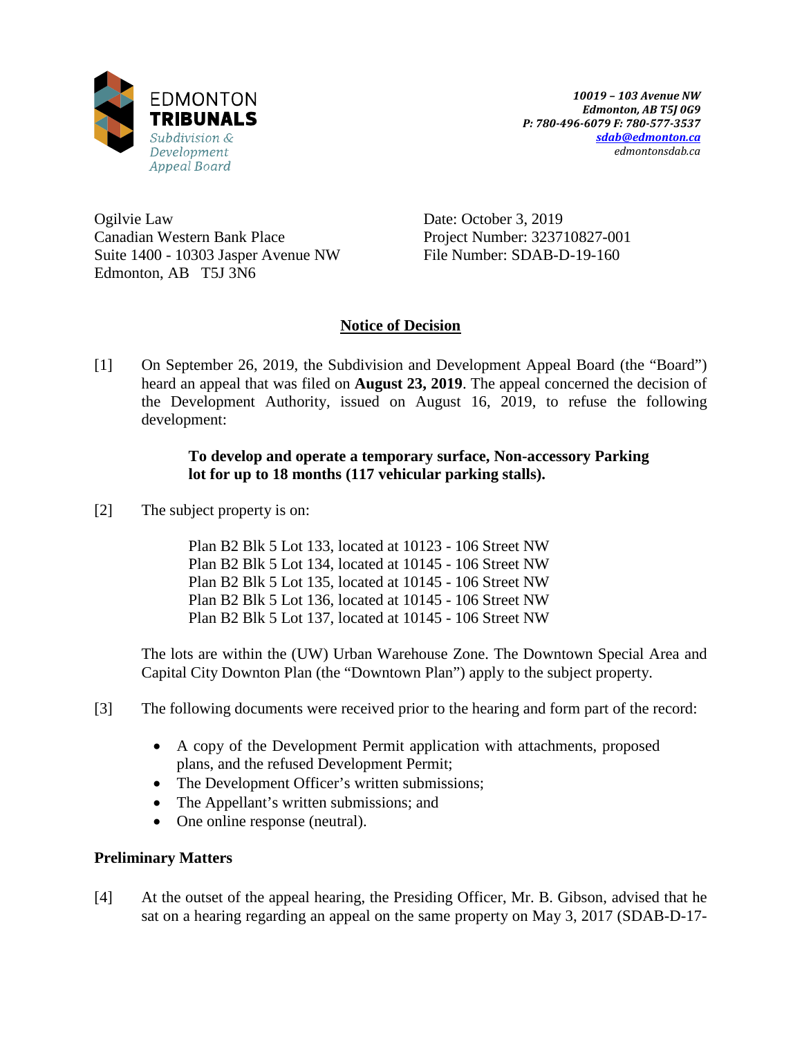EDMONTON
**TRIBUNALS**
*Subdivision & Development Appeal Board*

***10019 – 103 Avenue NW***
***Edmonton, AB T5J 0G9***
***P: 780-496-6079 F: 780-577-3537***
***sdab@edmonton.ca***
*edmontonsdab.ca*

Ogilvie Law
Canadian Western Bank Place
Suite 1400 - 10303 Jasper Avenue NW
Edmonton, AB T5J 3N6

Date: October 3, 2019
Project Number: 323710827-001
File Number: SDAB-D-19-160

## Notice of Decision

[1] On September 26, 2019, the Subdivision and Development Appeal Board (the "Board") heard an appeal that was filed on **August 23, 2019**. The appeal concerned the decision of the Development Authority, issued on August 16, 2019, to refuse the following development:

> **To develop and operate a temporary surface, Non-accessory Parking lot for up to 18 months (117 vehicular parking stalls).**

[2] The subject property is on:

> Plan B2 Blk 5 Lot 133, located at 10123 - 106 Street NW
> Plan B2 Blk 5 Lot 134, located at 10145 - 106 Street NW
> Plan B2 Blk 5 Lot 135, located at 10145 - 106 Street NW
> Plan B2 Blk 5 Lot 136, located at 10145 - 106 Street NW
> Plan B2 Blk 5 Lot 137, located at 10145 - 106 Street NW

The lots are within the (UW) Urban Warehouse Zone. The Downtown Special Area and Capital City Downton Plan (the "Downtown Plan") apply to the subject property.

[3] The following documents were received prior to the hearing and form part of the record:

- A copy of the Development Permit application with attachments, proposed plans, and the refused Development Permit;
- The Development Officer's written submissions;
- The Appellant's written submissions; and
- One online response (neutral).

**Preliminary Matters**

[4] At the outset of the appeal hearing, the Presiding Officer, Mr. B. Gibson, advised that he sat on a hearing regarding an appeal on the same property on May 3, 2017 (SDAB-D-17-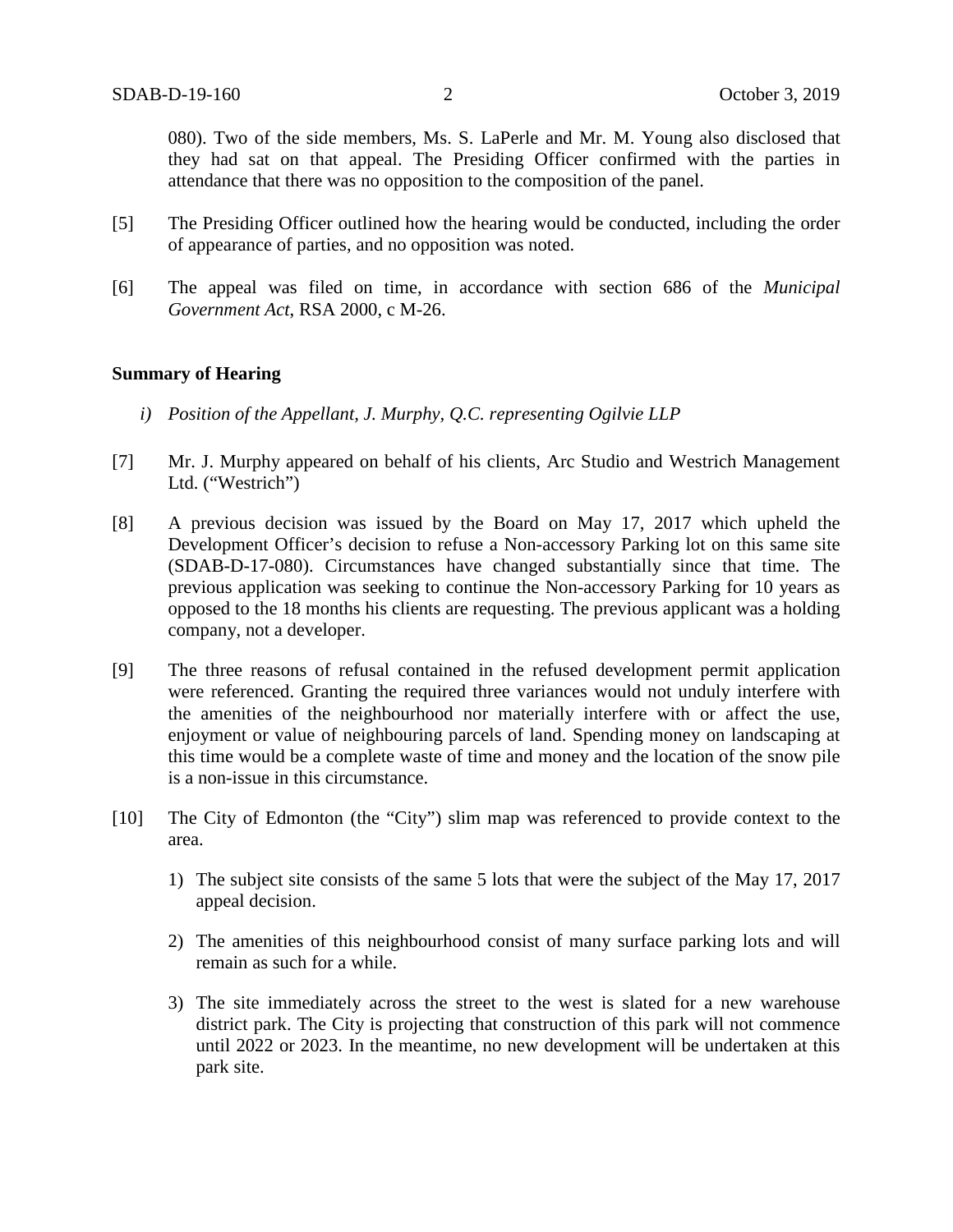080). Two of the side members, Ms. S. LaPerle and Mr. M. Young also disclosed that they had sat on that appeal. The Presiding Officer confirmed with the parties in attendance that there was no opposition to the composition of the panel.

[5] The Presiding Officer outlined how the hearing would be conducted, including the order of appearance of parties, and no opposition was noted.

[6] The appeal was filed on time, in accordance with section 686 of the *Municipal Government Act*, RSA 2000, c M-26.

**Summary of Hearing**

*i) Position of the Appellant, J. Murphy, Q.C. representing Ogilvie LLP*

[7] Mr. J. Murphy appeared on behalf of his clients, Arc Studio and Westrich Management Ltd. ("Westrich")

[8] A previous decision was issued by the Board on May 17, 2017 which upheld the Development Officer's decision to refuse a Non-accessory Parking lot on this same site (SDAB-D-17-080). Circumstances have changed substantially since that time. The previous application was seeking to continue the Non-accessory Parking for 10 years as opposed to the 18 months his clients are requesting. The previous applicant was a holding company, not a developer.

[9] The three reasons of refusal contained in the refused development permit application were referenced. Granting the required three variances would not unduly interfere with the amenities of the neighbourhood nor materially interfere with or affect the use, enjoyment or value of neighbouring parcels of land. Spending money on landscaping at this time would be a complete waste of time and money and the location of the snow pile is a non-issue in this circumstance.

[10] The City of Edmonton (the "City") slim map was referenced to provide context to the area.

1) The subject site consists of the same 5 lots that were the subject of the May 17, 2017 appeal decision.

2) The amenities of this neighbourhood consist of many surface parking lots and will remain as such for a while.

3) The site immediately across the street to the west is slated for a new warehouse district park. The City is projecting that construction of this park will not commence until 2022 or 2023. In the meantime, no new development will be undertaken at this park site.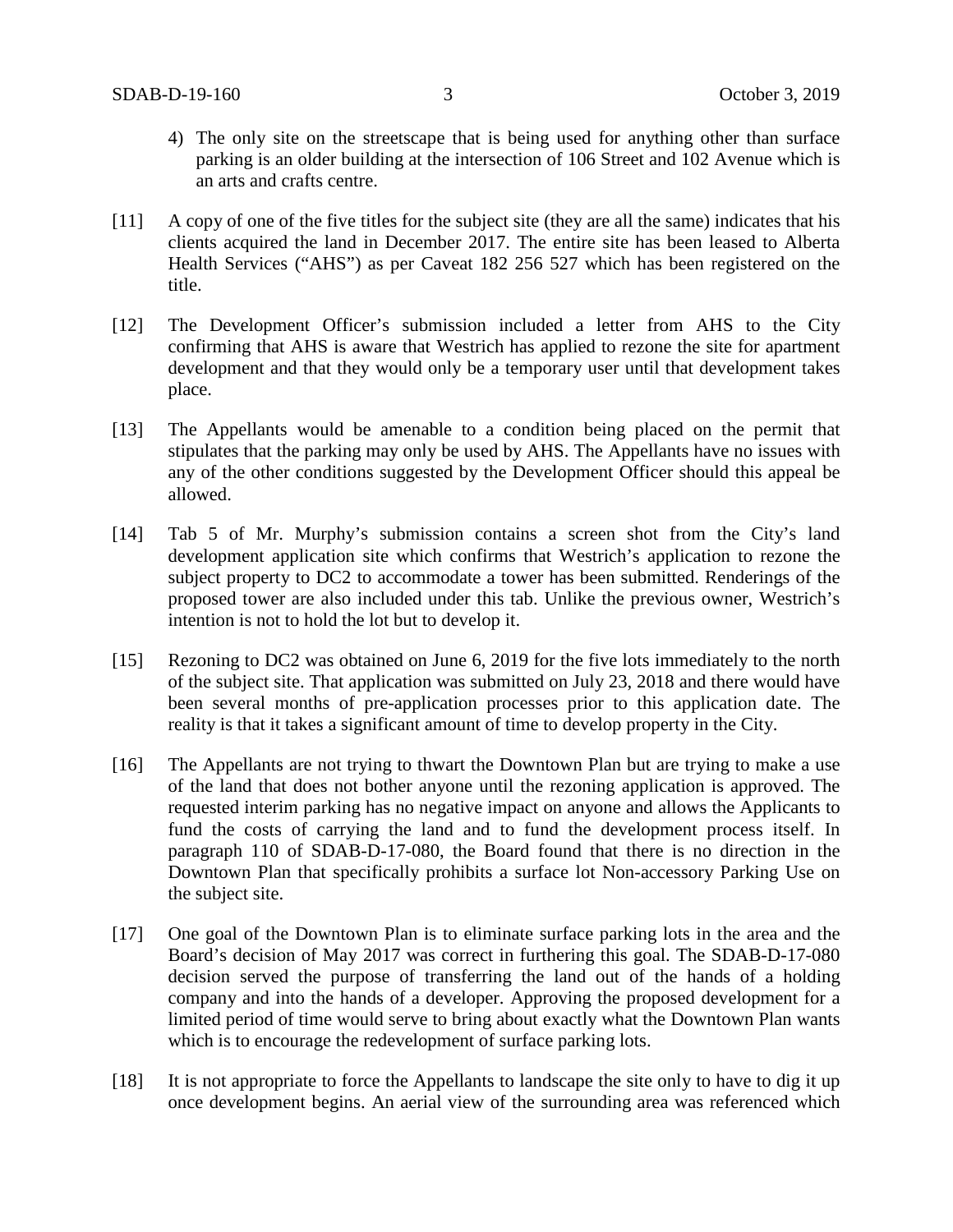4) The only site on the streetscape that is being used for anything other than surface parking is an older building at the intersection of 106 Street and 102 Avenue which is an arts and crafts centre.

[11] A copy of one of the five titles for the subject site (they are all the same) indicates that his clients acquired the land in December 2017. The entire site has been leased to Alberta Health Services ("AHS") as per Caveat 182 256 527 which has been registered on the title.

[12] The Development Officer's submission included a letter from AHS to the City confirming that AHS is aware that Westrich has applied to rezone the site for apartment development and that they would only be a temporary user until that development takes place.

[13] The Appellants would be amenable to a condition being placed on the permit that stipulates that the parking may only be used by AHS. The Appellants have no issues with any of the other conditions suggested by the Development Officer should this appeal be allowed.

[14] Tab 5 of Mr. Murphy's submission contains a screen shot from the City's land development application site which confirms that Westrich's application to rezone the subject property to DC2 to accommodate a tower has been submitted. Renderings of the proposed tower are also included under this tab. Unlike the previous owner, Westrich's intention is not to hold the lot but to develop it.

[15] Rezoning to DC2 was obtained on June 6, 2019 for the five lots immediately to the north of the subject site. That application was submitted on July 23, 2018 and there would have been several months of pre-application processes prior to this application date. The reality is that it takes a significant amount of time to develop property in the City.

[16] The Appellants are not trying to thwart the Downtown Plan but are trying to make a use of the land that does not bother anyone until the rezoning application is approved. The requested interim parking has no negative impact on anyone and allows the Applicants to fund the costs of carrying the land and to fund the development process itself. In paragraph 110 of SDAB-D-17-080, the Board found that there is no direction in the Downtown Plan that specifically prohibits a surface lot Non-accessory Parking Use on the subject site.

[17] One goal of the Downtown Plan is to eliminate surface parking lots in the area and the Board's decision of May 2017 was correct in furthering this goal. The SDAB-D-17-080 decision served the purpose of transferring the land out of the hands of a holding company and into the hands of a developer. Approving the proposed development for a limited period of time would serve to bring about exactly what the Downtown Plan wants which is to encourage the redevelopment of surface parking lots.

[18] It is not appropriate to force the Appellants to landscape the site only to have to dig it up once development begins. An aerial view of the surrounding area was referenced which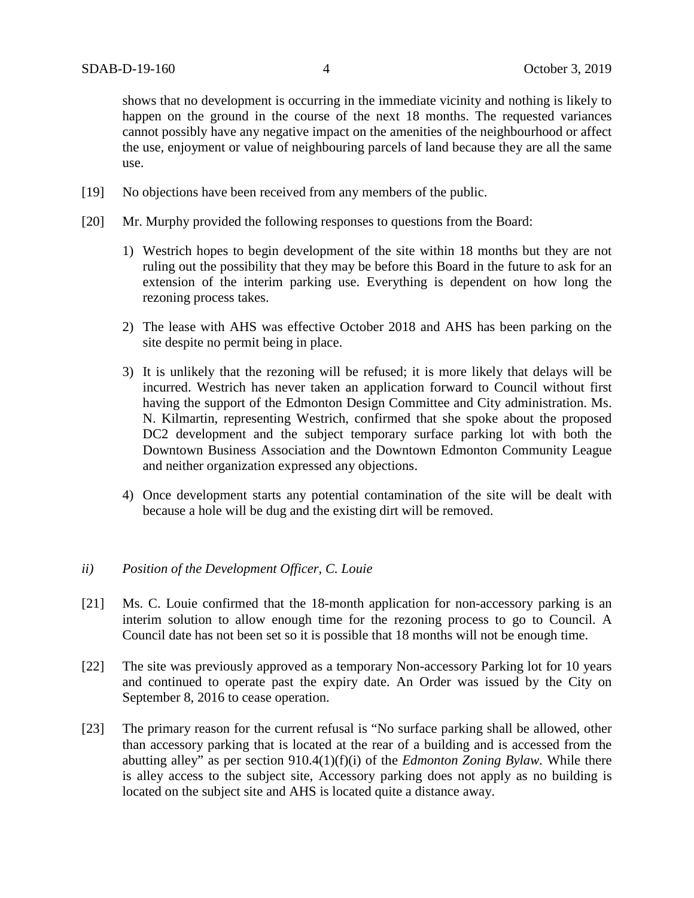shows that no development is occurring in the immediate vicinity and nothing is likely to happen on the ground in the course of the next 18 months. The requested variances cannot possibly have any negative impact on the amenities of the neighbourhood or affect the use, enjoyment or value of neighbouring parcels of land because they are all the same use.

[19] No objections have been received from any members of the public.

[20] Mr. Murphy provided the following responses to questions from the Board:

1) Westrich hopes to begin development of the site within 18 months but they are not ruling out the possibility that they may be before this Board in the future to ask for an extension of the interim parking use. Everything is dependent on how long the rezoning process takes.

2) The lease with AHS was effective October 2018 and AHS has been parking on the site despite no permit being in place.

3) It is unlikely that the rezoning will be refused; it is more likely that delays will be incurred. Westrich has never taken an application forward to Council without first having the support of the Edmonton Design Committee and City administration. Ms. N. Kilmartin, representing Westrich, confirmed that she spoke about the proposed DC2 development and the subject temporary surface parking lot with both the Downtown Business Association and the Downtown Edmonton Community League and neither organization expressed any objections.

4) Once development starts any potential contamination of the site will be dealt with because a hole will be dug and the existing dirt will be removed.

*ii) Position of the Development Officer, C. Louie*

[21] Ms. C. Louie confirmed that the 18-month application for non-accessory parking is an interim solution to allow enough time for the rezoning process to go to Council. A Council date has not been set so it is possible that 18 months will not be enough time.

[22] The site was previously approved as a temporary Non-accessory Parking lot for 10 years and continued to operate past the expiry date. An Order was issued by the City on September 8, 2016 to cease operation.

[23] The primary reason for the current refusal is "No surface parking shall be allowed, other than accessory parking that is located at the rear of a building and is accessed from the abutting alley" as per section 910.4(1)(f)(i) of the *Edmonton Zoning Bylaw*. While there is alley access to the subject site, Accessory parking does not apply as no building is located on the subject site and AHS is located quite a distance away.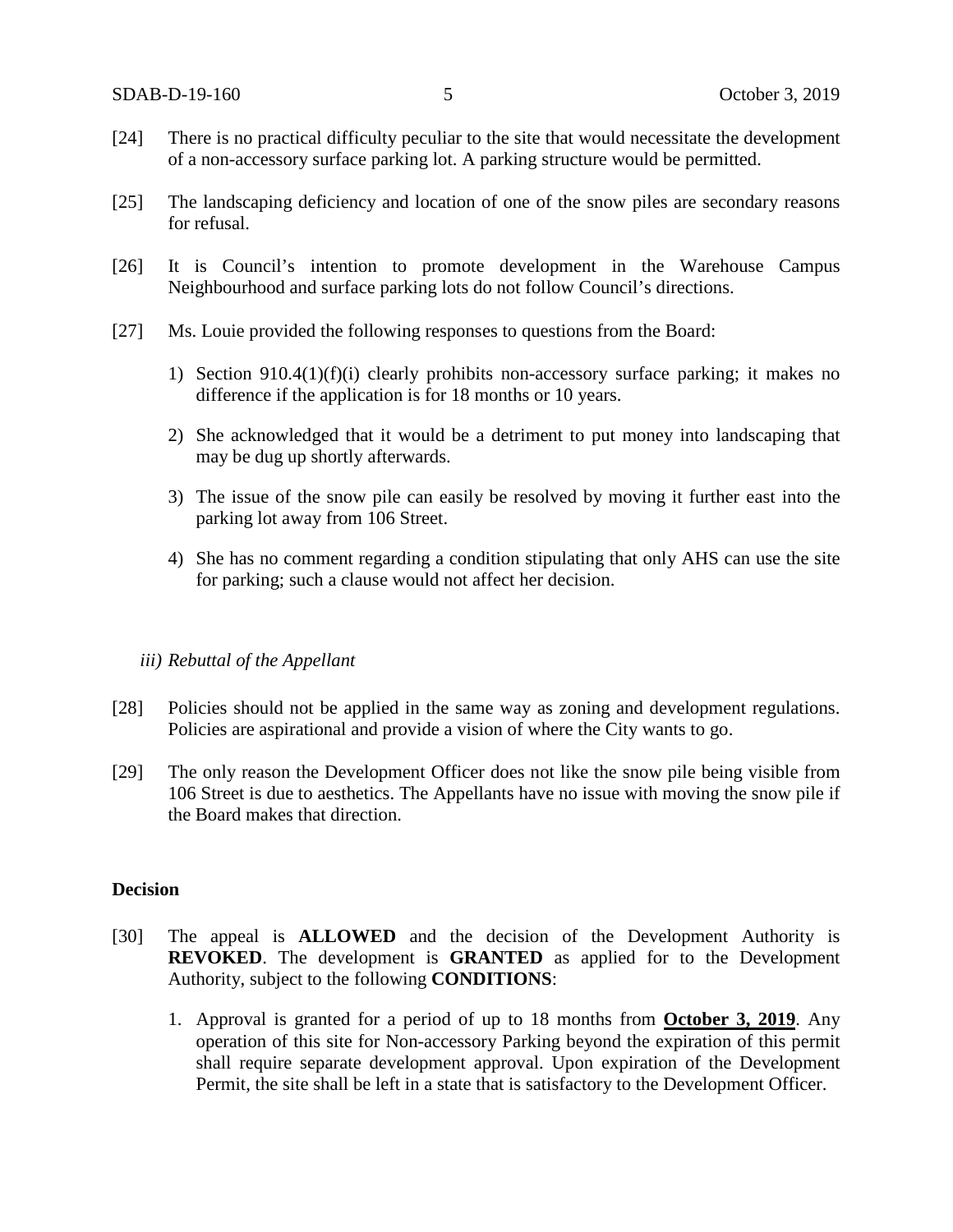[24] There is no practical difficulty peculiar to the site that would necessitate the development of a non-accessory surface parking lot. A parking structure would be permitted.

[25] The landscaping deficiency and location of one of the snow piles are secondary reasons for refusal.

[26] It is Council's intention to promote development in the Warehouse Campus Neighbourhood and surface parking lots do not follow Council's directions.

[27] Ms. Louie provided the following responses to questions from the Board:

1) Section 910.4(1)(f)(i) clearly prohibits non-accessory surface parking; it makes no difference if the application is for 18 months or 10 years.

2) She acknowledged that it would be a detriment to put money into landscaping that may be dug up shortly afterwards.

3) The issue of the snow pile can easily be resolved by moving it further east into the parking lot away from 106 Street.

4) She has no comment regarding a condition stipulating that only AHS can use the site for parking; such a clause would not affect her decision.

*iii) Rebuttal of the Appellant*

[28] Policies should not be applied in the same way as zoning and development regulations. Policies are aspirational and provide a vision of where the City wants to go.

[29] The only reason the Development Officer does not like the snow pile being visible from 106 Street is due to aesthetics. The Appellants have no issue with moving the snow pile if the Board makes that direction.

**Decision**

[30] The appeal is **ALLOWED** and the decision of the Development Authority is **REVOKED**. The development is **GRANTED** as applied for to the Development Authority, subject to the following **CONDITIONS**:

1. Approval is granted for a period of up to 18 months from **October 3, 2019**. Any operation of this site for Non-accessory Parking beyond the expiration of this permit shall require separate development approval. Upon expiration of the Development Permit, the site shall be left in a state that is satisfactory to the Development Officer.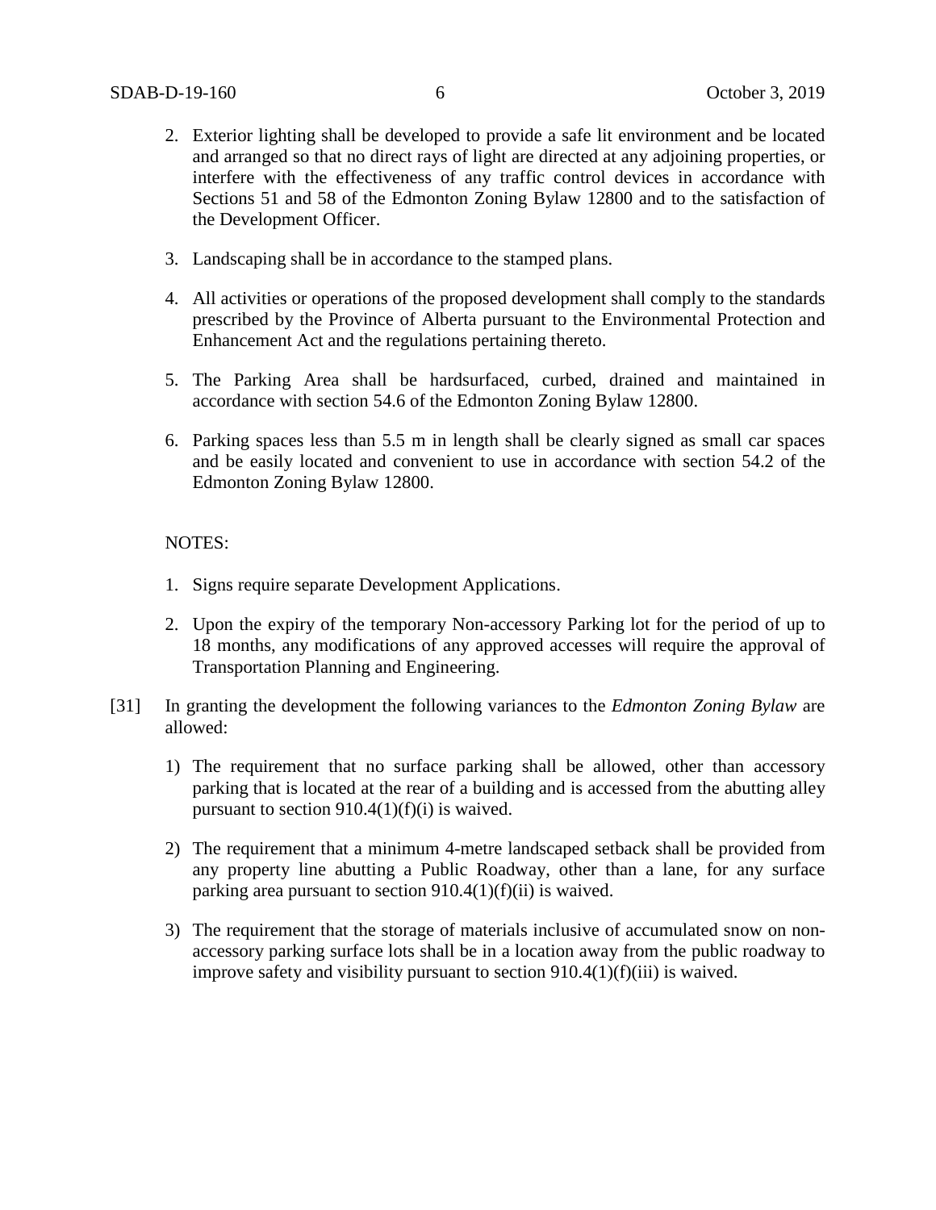2. Exterior lighting shall be developed to provide a safe lit environment and be located and arranged so that no direct rays of light are directed at any adjoining properties, or interfere with the effectiveness of any traffic control devices in accordance with Sections 51 and 58 of the Edmonton Zoning Bylaw 12800 and to the satisfaction of the Development Officer.

3. Landscaping shall be in accordance to the stamped plans.

4. All activities or operations of the proposed development shall comply to the standards prescribed by the Province of Alberta pursuant to the Environmental Protection and Enhancement Act and the regulations pertaining thereto.

5. The Parking Area shall be hardsurfaced, curbed, drained and maintained in accordance with section 54.6 of the Edmonton Zoning Bylaw 12800.

6. Parking spaces less than 5.5 m in length shall be clearly signed as small car spaces and be easily located and convenient to use in accordance with section 54.2 of the Edmonton Zoning Bylaw 12800.

NOTES:

1. Signs require separate Development Applications.

2. Upon the expiry of the temporary Non-accessory Parking lot for the period of up to 18 months, any modifications of any approved accesses will require the approval of Transportation Planning and Engineering.

[31] In granting the development the following variances to the *Edmonton Zoning Bylaw* are allowed:

1) The requirement that no surface parking shall be allowed, other than accessory parking that is located at the rear of a building and is accessed from the abutting alley pursuant to section 910.4(1)(f)(i) is waived.

2) The requirement that a minimum 4-metre landscaped setback shall be provided from any property line abutting a Public Roadway, other than a lane, for any surface parking area pursuant to section 910.4(1)(f)(ii) is waived.

3) The requirement that the storage of materials inclusive of accumulated snow on non-accessory parking surface lots shall be in a location away from the public roadway to improve safety and visibility pursuant to section 910.4(1)(f)(iii) is waived.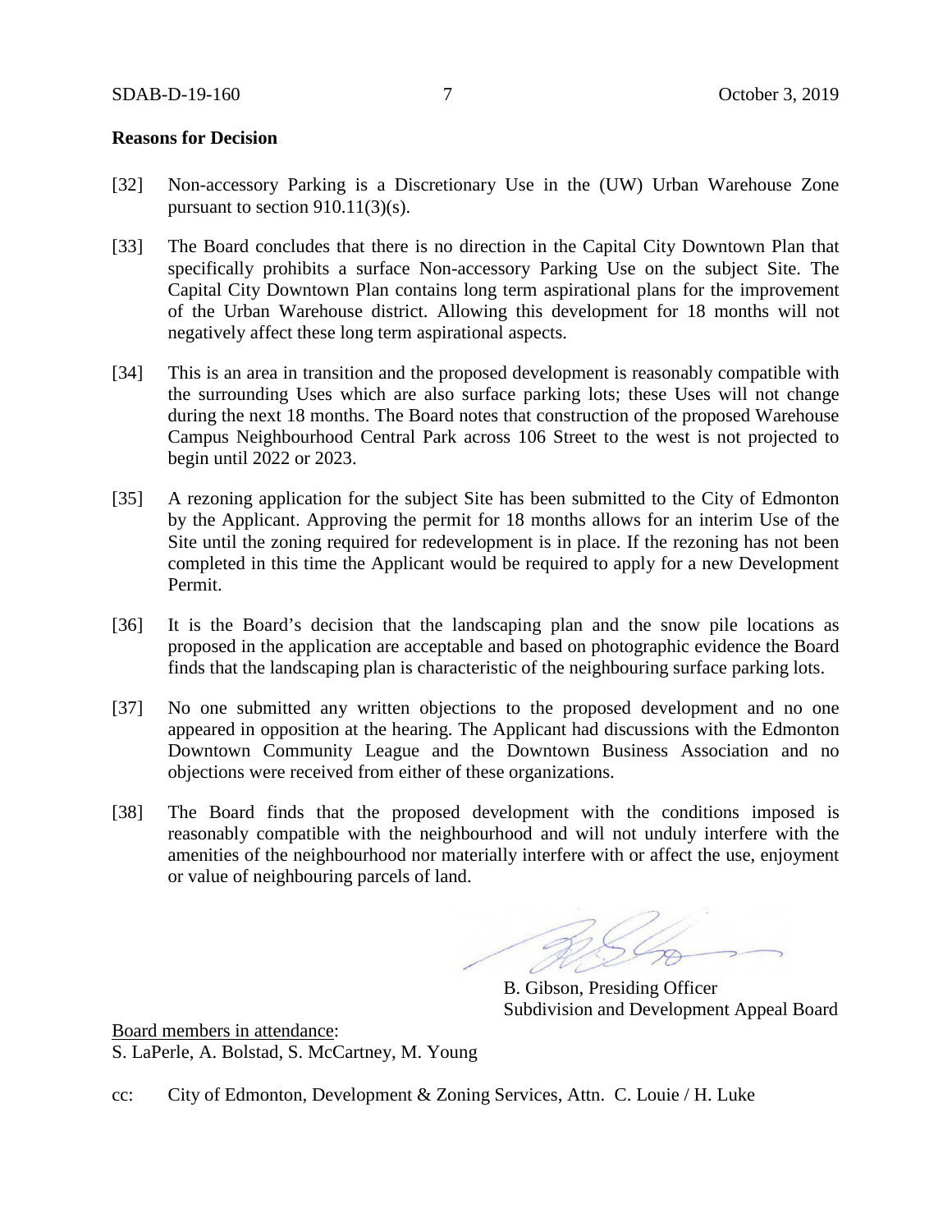**Reasons for Decision**

[32] Non-accessory Parking is a Discretionary Use in the (UW) Urban Warehouse Zone pursuant to section 910.11(3)(s).

[33] The Board concludes that there is no direction in the Capital City Downtown Plan that specifically prohibits a surface Non-accessory Parking Use on the subject Site. The Capital City Downtown Plan contains long term aspirational plans for the improvement of the Urban Warehouse district. Allowing this development for 18 months will not negatively affect these long term aspirational aspects.

[34] This is an area in transition and the proposed development is reasonably compatible with the surrounding Uses which are also surface parking lots; these Uses will not change during the next 18 months. The Board notes that construction of the proposed Warehouse Campus Neighbourhood Central Park across 106 Street to the west is not projected to begin until 2022 or 2023.

[35] A rezoning application for the subject Site has been submitted to the City of Edmonton by the Applicant. Approving the permit for 18 months allows for an interim Use of the Site until the zoning required for redevelopment is in place. If the rezoning has not been completed in this time the Applicant would be required to apply for a new Development Permit.

[36] It is the Board's decision that the landscaping plan and the snow pile locations as proposed in the application are acceptable and based on photographic evidence the Board finds that the landscaping plan is characteristic of the neighbouring surface parking lots.

[37] No one submitted any written objections to the proposed development and no one appeared in opposition at the hearing. The Applicant had discussions with the Edmonton Downtown Community League and the Downtown Business Association and no objections were received from either of these organizations.

[38] The Board finds that the proposed development with the conditions imposed is reasonably compatible with the neighbourhood and will not unduly interfere with the amenities of the neighbourhood nor materially interfere with or affect the use, enjoyment or value of neighbouring parcels of land.

B. Gibson, Presiding Officer
Subdivision and Development Appeal Board

Board members in attendance:
S. LaPerle, A. Bolstad, S. McCartney, M. Young

cc: City of Edmonton, Development & Zoning Services, Attn. C. Louie / H. Luke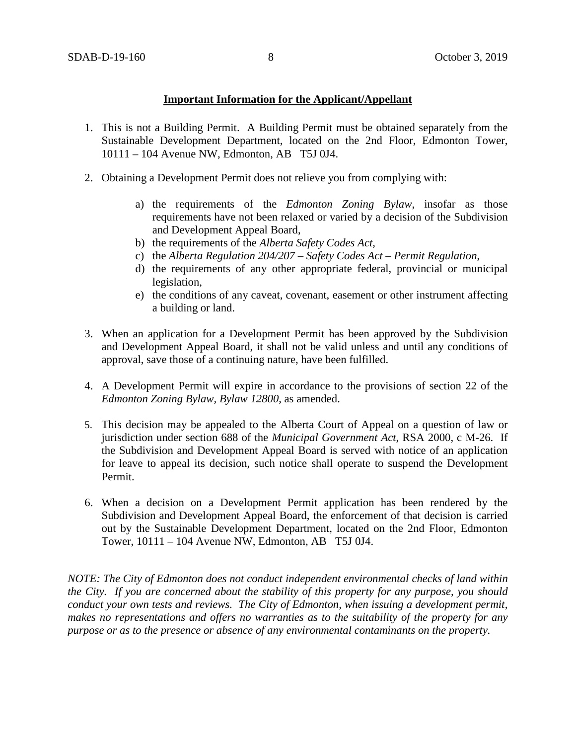**Important Information for the Applicant/Appellant**

1. This is not a Building Permit. A Building Permit must be obtained separately from the Sustainable Development Department, located on the 2nd Floor, Edmonton Tower, 10111 – 104 Avenue NW, Edmonton, AB T5J 0J4.

2. Obtaining a Development Permit does not relieve you from complying with:

    a) the requirements of the *Edmonton Zoning Bylaw*, insofar as those requirements have not been relaxed or varied by a decision of the Subdivision and Development Appeal Board,
    b) the requirements of the *Alberta Safety Codes Act*,
    c) the *Alberta Regulation 204/207 – Safety Codes Act – Permit Regulation*,
    d) the requirements of any other appropriate federal, provincial or municipal legislation,
    e) the conditions of any caveat, covenant, easement or other instrument affecting a building or land.

3. When an application for a Development Permit has been approved by the Subdivision and Development Appeal Board, it shall not be valid unless and until any conditions of approval, save those of a continuing nature, have been fulfilled.

4. A Development Permit will expire in accordance to the provisions of section 22 of the *Edmonton Zoning Bylaw, Bylaw 12800*, as amended.

5. This decision may be appealed to the Alberta Court of Appeal on a question of law or jurisdiction under section 688 of the *Municipal Government Act*, RSA 2000, c M-26. If the Subdivision and Development Appeal Board is served with notice of an application for leave to appeal its decision, such notice shall operate to suspend the Development Permit.

6. When a decision on a Development Permit application has been rendered by the Subdivision and Development Appeal Board, the enforcement of that decision is carried out by the Sustainable Development Department, located on the 2nd Floor, Edmonton Tower, 10111 – 104 Avenue NW, Edmonton, AB T5J 0J4.

*NOTE: The City of Edmonton does not conduct independent environmental checks of land within the City. If you are concerned about the stability of this property for any purpose, you should conduct your own tests and reviews. The City of Edmonton, when issuing a development permit, makes no representations and offers no warranties as to the suitability of the property for any purpose or as to the presence or absence of any environmental contaminants on the property.*